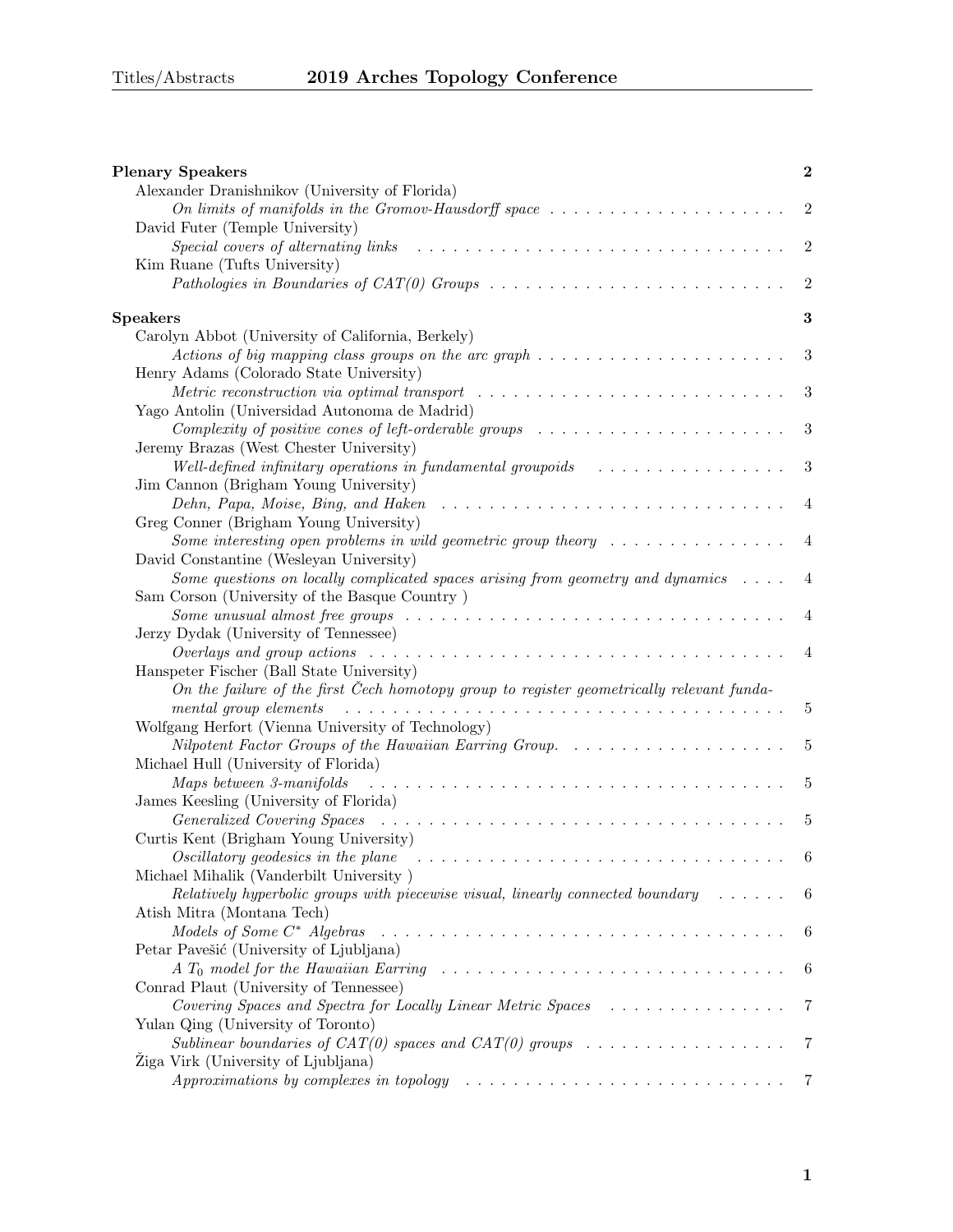## Plenary Speakers — 2

Alexander Dranishnikov (University of Florida)
*On limits of manifolds in the Gromov-Hausdorff space* — 2

David Futer (Temple University)
*Special covers of alternating links* — 2

Kim Ruane (Tufts University)
*Pathologies in Boundaries of CAT(0) Groups* — 2

## Speakers — 3

Carolyn Abbot (University of California, Berkely)
*Actions of big mapping class groups on the arc graph* — 3

Henry Adams (Colorado State University)
*Metric reconstruction via optimal transport* — 3

Yago Antolin (Universidad Autonoma de Madrid)
*Complexity of positive cones of left-orderable groups* — 3

Jeremy Brazas (West Chester University)
*Well-defined infinitary operations in fundamental groupoids* — 3

Jim Cannon (Brigham Young University)
*Dehn, Papa, Moise, Bing, and Haken* — 4

Greg Conner (Brigham Young University)
*Some interesting open problems in wild geometric group theory* — 4

David Constantine (Wesleyan University)
*Some questions on locally complicated spaces arising from geometry and dynamics* — 4

Sam Corson (University of the Basque Country )
*Some unusual almost free groups* — 4

Jerzy Dydak (University of Tennessee)
*Overlays and group actions* — 4

Hanspeter Fischer (Ball State University)
*On the failure of the first Čech homotopy group to register geometrically relevant fundamental group elements* — 5

Wolfgang Herfort (Vienna University of Technology)
*Nilpotent Factor Groups of the Hawaiian Earring Group.* — 5

Michael Hull (University of Florida)
*Maps between 3-manifolds* — 5

James Keesling (University of Florida)
*Generalized Covering Spaces* — 5

Curtis Kent (Brigham Young University)
*Oscillatory geodesics in the plane* — 6

Michael Mihalik (Vanderbilt University )
*Relatively hyperbolic groups with piecewise visual, linearly connected boundary* — 6

Atish Mitra (Montana Tech)
*Models of Some $C^*$ Algebras* — 6

Petar Pavešić (University of Ljubljana)
*A $T_0$ model for the Hawaiian Earring* — 6

Conrad Plaut (University of Tennessee)
*Covering Spaces and Spectra for Locally Linear Metric Spaces* — 7

Yulan Qing (University of Toronto)
*Sublinear boundaries of CAT(0) spaces and CAT(0) groups* — 7

Žiga Virk (University of Ljubljana)
*Approximations by complexes in topology* — 7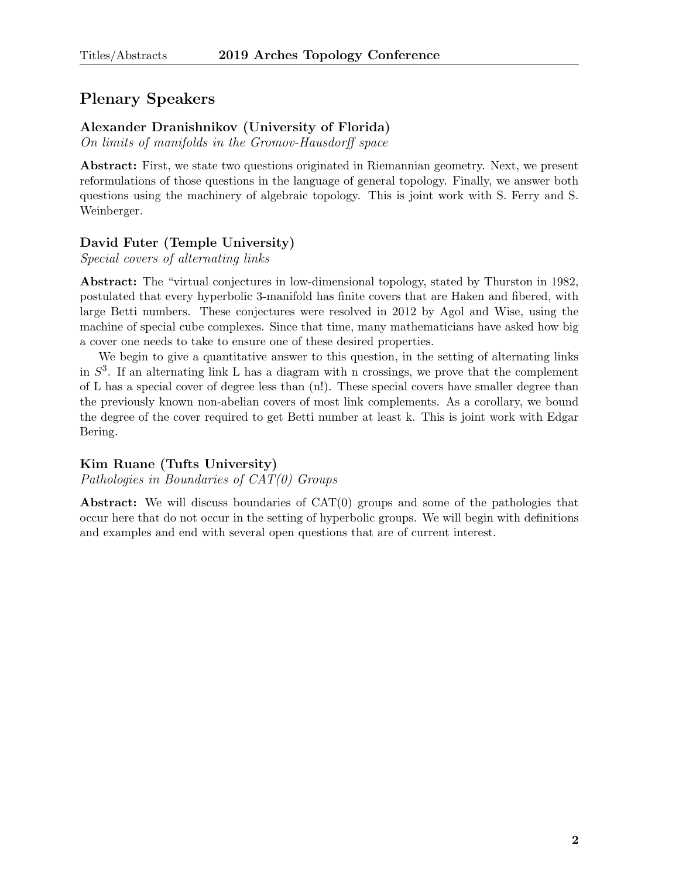## Plenary Speakers

### Alexander Dranishnikov (University of Florida)

*On limits of manifolds in the Gromov-Hausdorff space*

**Abstract:** First, we state two questions originated in Riemannian geometry. Next, we present reformulations of those questions in the language of general topology. Finally, we answer both questions using the machinery of algebraic topology. This is joint work with S. Ferry and S. Weinberger.

### David Futer (Temple University)

*Special covers of alternating links*

**Abstract:** The "virtual conjectures in low-dimensional topology, stated by Thurston in 1982, postulated that every hyperbolic 3-manifold has finite covers that are Haken and fibered, with large Betti numbers. These conjectures were resolved in 2012 by Agol and Wise, using the machine of special cube complexes. Since that time, many mathematicians have asked how big a cover one needs to take to ensure one of these desired properties.

We begin to give a quantitative answer to this question, in the setting of alternating links in $S^3$. If an alternating link L has a diagram with n crossings, we prove that the complement of L has a special cover of degree less than (n!). These special covers have smaller degree than the previously known non-abelian covers of most link complements. As a corollary, we bound the degree of the cover required to get Betti number at least k. This is joint work with Edgar Bering.

### Kim Ruane (Tufts University)

*Pathologies in Boundaries of CAT(0) Groups*

**Abstract:** We will discuss boundaries of CAT(0) groups and some of the pathologies that occur here that do not occur in the setting of hyperbolic groups. We will begin with definitions and examples and end with several open questions that are of current interest.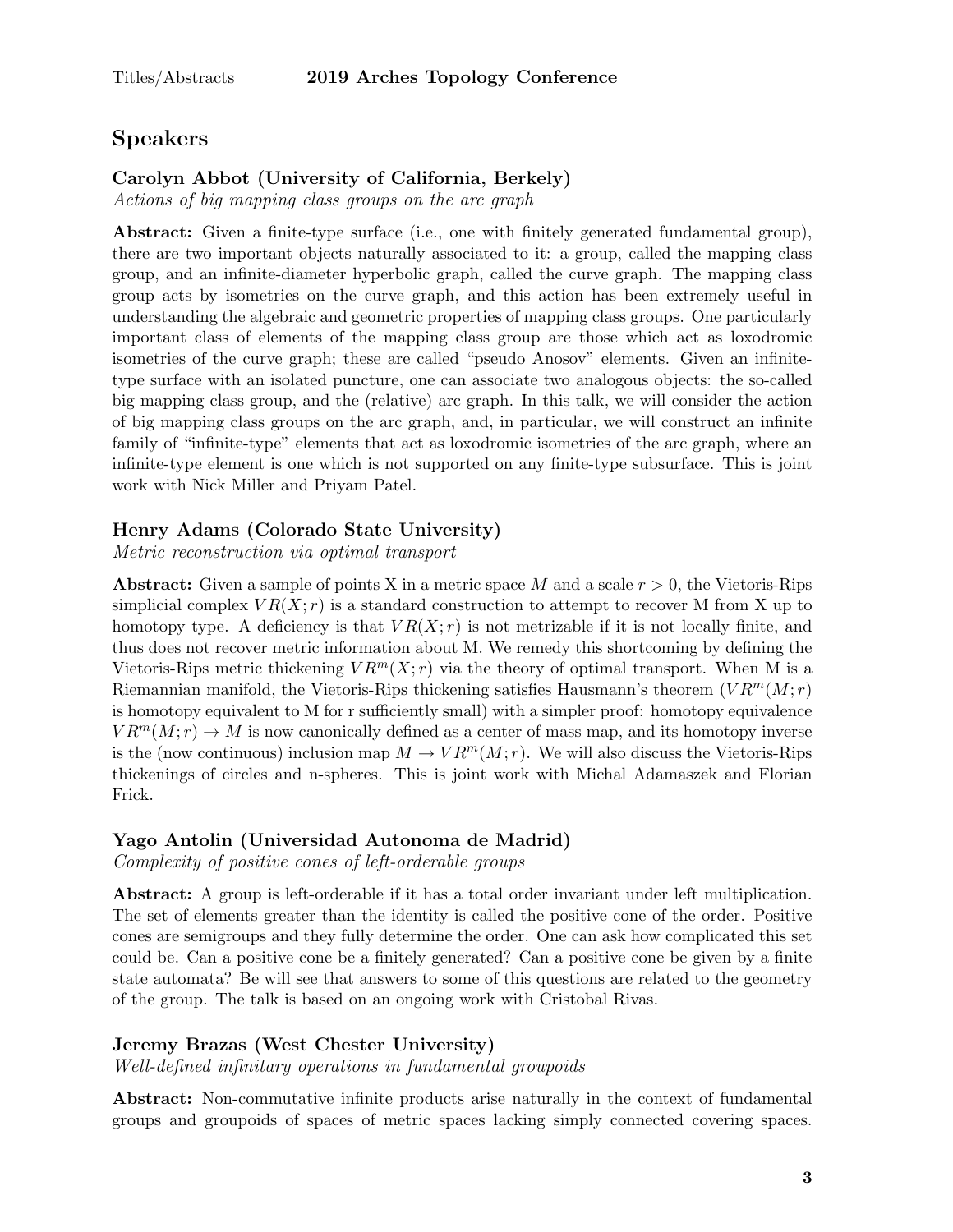## Speakers

### Carolyn Abbot (University of California, Berkely)

*Actions of big mapping class groups on the arc graph*

**Abstract:** Given a finite-type surface (i.e., one with finitely generated fundamental group), there are two important objects naturally associated to it: a group, called the mapping class group, and an infinite-diameter hyperbolic graph, called the curve graph. The mapping class group acts by isometries on the curve graph, and this action has been extremely useful in understanding the algebraic and geometric properties of mapping class groups. One particularly important class of elements of the mapping class group are those which act as loxodromic isometries of the curve graph; these are called "pseudo Anosov" elements. Given an infinite-type surface with an isolated puncture, one can associate two analogous objects: the so-called big mapping class group, and the (relative) arc graph. In this talk, we will consider the action of big mapping class groups on the arc graph, and, in particular, we will construct an infinite family of "infinite-type" elements that act as loxodromic isometries of the arc graph, where an infinite-type element is one which is not supported on any finite-type subsurface. This is joint work with Nick Miller and Priyam Patel.

### Henry Adams (Colorado State University)

*Metric reconstruction via optimal transport*

**Abstract:** Given a sample of points X in a metric space $M$ and a scale $r > 0$, the Vietoris-Rips simplicial complex $VR(X;r)$ is a standard construction to attempt to recover M from X up to homotopy type. A deficiency is that $VR(X;r)$ is not metrizable if it is not locally finite, and thus does not recover metric information about M. We remedy this shortcoming by defining the Vietoris-Rips metric thickening $VR^m(X;r)$ via the theory of optimal transport. When M is a Riemannian manifold, the Vietoris-Rips thickening satisfies Hausmann's theorem ($VR^m(M;r)$ is homotopy equivalent to M for r sufficiently small) with a simpler proof: homotopy equivalence $VR^m(M;r) \to M$ is now canonically defined as a center of mass map, and its homotopy inverse is the (now continuous) inclusion map $M \to VR^m(M;r)$. We will also discuss the Vietoris-Rips thickenings of circles and n-spheres. This is joint work with Michal Adamaszek and Florian Frick.

### Yago Antolin (Universidad Autonoma de Madrid)

*Complexity of positive cones of left-orderable groups*

**Abstract:** A group is left-orderable if it has a total order invariant under left multiplication. The set of elements greater than the identity is called the positive cone of the order. Positive cones are semigroups and they fully determine the order. One can ask how complicated this set could be. Can a positive cone be a finitely generated? Can a positive cone be given by a finite state automata? Be will see that answers to some of this questions are related to the geometry of the group. The talk is based on an ongoing work with Cristobal Rivas.

### Jeremy Brazas (West Chester University)

*Well-defined infinitary operations in fundamental groupoids*

**Abstract:** Non-commutative infinite products arise naturally in the context of fundamental groups and groupoids of spaces of metric spaces lacking simply connected covering spaces.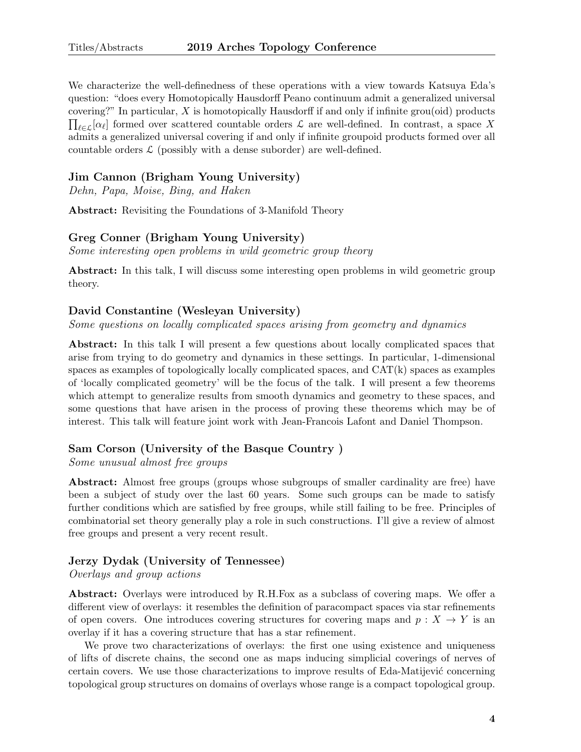We characterize the well-definedness of these operations with a view towards Katsuya Eda's question: "does every Homotopically Hausdorff Peano continuum admit a generalized universal covering?" In particular, $X$ is homotopically Hausdorff if and only if infinite grou(oid) products $\prod_{\ell \in \mathcal{L}} [\alpha_\ell]$ formed over scattered countable orders $\mathcal{L}$ are well-defined. In contrast, a space $X$ admits a generalized universal covering if and only if infinite groupoid products formed over all countable orders $\mathcal{L}$ (possibly with a dense suborder) are well-defined.

### Jim Cannon (Brigham Young University)

*Dehn, Papa, Moise, Bing, and Haken*

**Abstract:** Revisiting the Foundations of 3-Manifold Theory

### Greg Conner (Brigham Young University)

*Some interesting open problems in wild geometric group theory*

**Abstract:** In this talk, I will discuss some interesting open problems in wild geometric group theory.

### David Constantine (Wesleyan University)

*Some questions on locally complicated spaces arising from geometry and dynamics*

**Abstract:** In this talk I will present a few questions about locally complicated spaces that arise from trying to do geometry and dynamics in these settings. In particular, 1-dimensional spaces as examples of topologically locally complicated spaces, and CAT(k) spaces as examples of 'locally complicated geometry' will be the focus of the talk. I will present a few theorems which attempt to generalize results from smooth dynamics and geometry to these spaces, and some questions that have arisen in the process of proving these theorems which may be of interest. This talk will feature joint work with Jean-Francois Lafont and Daniel Thompson.

### Sam Corson (University of the Basque Country )

*Some unusual almost free groups*

**Abstract:** Almost free groups (groups whose subgroups of smaller cardinality are free) have been a subject of study over the last 60 years. Some such groups can be made to satisfy further conditions which are satisfied by free groups, while still failing to be free. Principles of combinatorial set theory generally play a role in such constructions. I'll give a review of almost free groups and present a very recent result.

### Jerzy Dydak (University of Tennessee)

*Overlays and group actions*

**Abstract:** Overlays were introduced by R.H.Fox as a subclass of covering maps. We offer a different view of overlays: it resembles the definition of paracompact spaces via star refinements of open covers. One introduces covering structures for covering maps and $p : X \to Y$ is an overlay if it has a covering structure that has a star refinement.

We prove two characterizations of overlays: the first one using existence and uniqueness of lifts of discrete chains, the second one as maps inducing simplicial coverings of nerves of certain covers. We use those characterizations to improve results of Eda-Matijević concerning topological group structures on domains of overlays whose range is a compact topological group.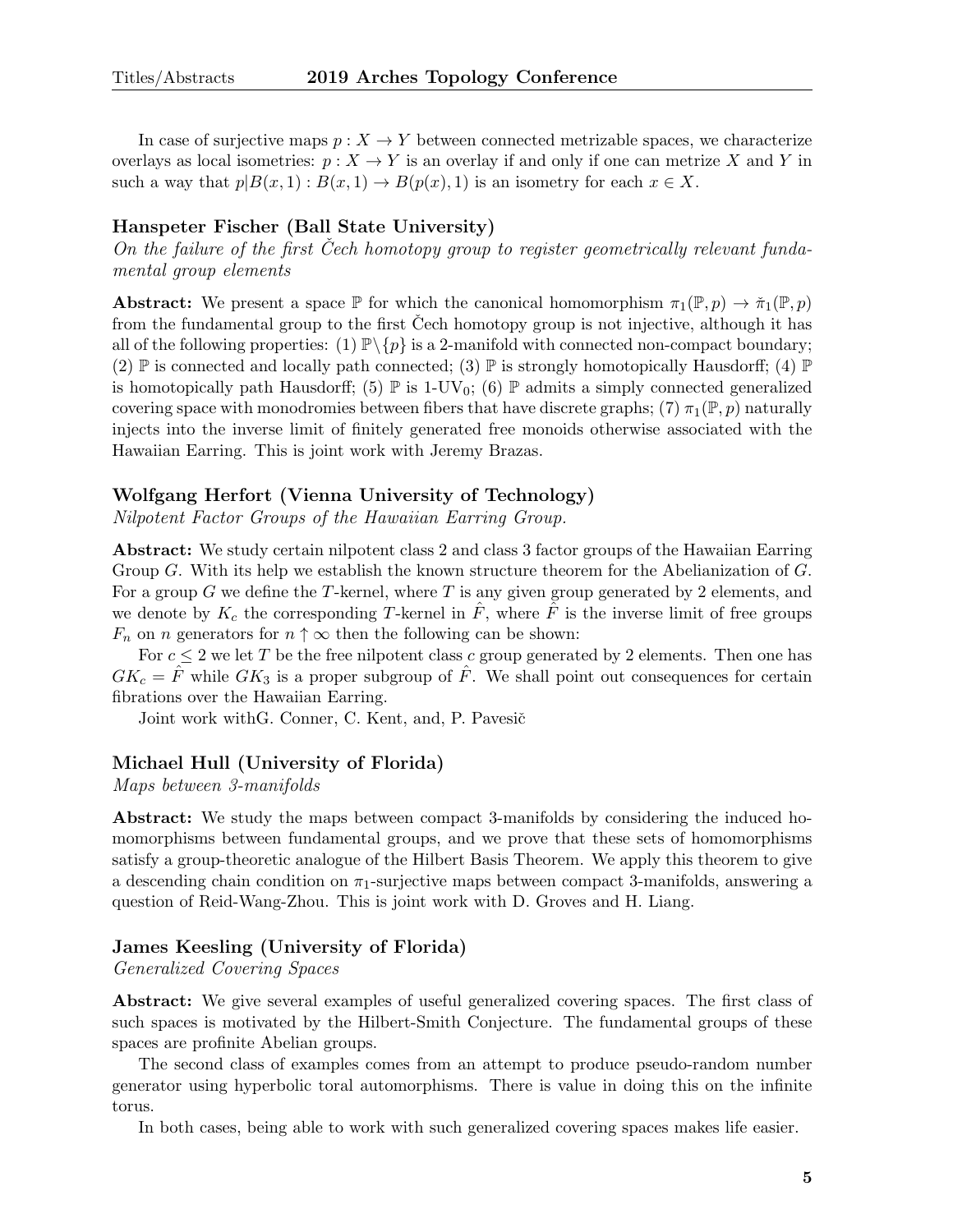In case of surjective maps $p : X \to Y$ between connected metrizable spaces, we characterize overlays as local isometries: $p : X \to Y$ is an overlay if and only if one can metrize $X$ and $Y$ in such a way that $p|B(x, 1) : B(x, 1) \to B(p(x), 1)$ is an isometry for each $x \in X$.

### Hanspeter Fischer (Ball State University)

*On the failure of the first Čech homotopy group to register geometrically relevant fundamental group elements*

**Abstract:** We present a space $\mathbb{P}$ for which the canonical homomorphism $\pi_1(\mathbb{P}, p) \to \check{\pi}_1(\mathbb{P}, p)$ from the fundamental group to the first Čech homotopy group is not injective, although it has all of the following properties: (1) $\mathbb{P}\backslash\{p\}$ is a 2-manifold with connected non-compact boundary; (2) $\mathbb{P}$ is connected and locally path connected; (3) $\mathbb{P}$ is strongly homotopically Hausdorff; (4) $\mathbb{P}$ is homotopically path Hausdorff; (5) $\mathbb{P}$ is 1-UV$_0$; (6) $\mathbb{P}$ admits a simply connected generalized covering space with monodromies between fibers that have discrete graphs; (7) $\pi_1(\mathbb{P}, p)$ naturally injects into the inverse limit of finitely generated free monoids otherwise associated with the Hawaiian Earring. This is joint work with Jeremy Brazas.

### Wolfgang Herfort (Vienna University of Technology)

*Nilpotent Factor Groups of the Hawaiian Earring Group.*

**Abstract:** We study certain nilpotent class 2 and class 3 factor groups of the Hawaiian Earring Group $G$. With its help we establish the known structure theorem for the Abelianization of $G$. For a group $G$ we define the $T$-kernel, where $T$ is any given group generated by 2 elements, and we denote by $K_c$ the corresponding $T$-kernel in $\hat{F}$, where $\hat{F}$ is the inverse limit of free groups $F_n$ on $n$ generators for $n \uparrow \infty$ then the following can be shown:

For $c \leq 2$ we let $T$ be the free nilpotent class $c$ group generated by 2 elements. Then one has $GK_c = \hat{F}$ while $GK_3$ is a proper subgroup of $\hat{F}$. We shall point out consequences for certain fibrations over the Hawaiian Earring.

Joint work withG. Conner, C. Kent, and, P. Pavesič

### Michael Hull (University of Florida)

*Maps between 3-manifolds*

**Abstract:** We study the maps between compact 3-manifolds by considering the induced homomorphisms between fundamental groups, and we prove that these sets of homomorphisms satisfy a group-theoretic analogue of the Hilbert Basis Theorem. We apply this theorem to give a descending chain condition on $\pi_1$-surjective maps between compact 3-manifolds, answering a question of Reid-Wang-Zhou. This is joint work with D. Groves and H. Liang.

### James Keesling (University of Florida)

*Generalized Covering Spaces*

**Abstract:** We give several examples of useful generalized covering spaces. The first class of such spaces is motivated by the Hilbert-Smith Conjecture. The fundamental groups of these spaces are profinite Abelian groups.

The second class of examples comes from an attempt to produce pseudo-random number generator using hyperbolic toral automorphisms. There is value in doing this on the infinite torus.

In both cases, being able to work with such generalized covering spaces makes life easier.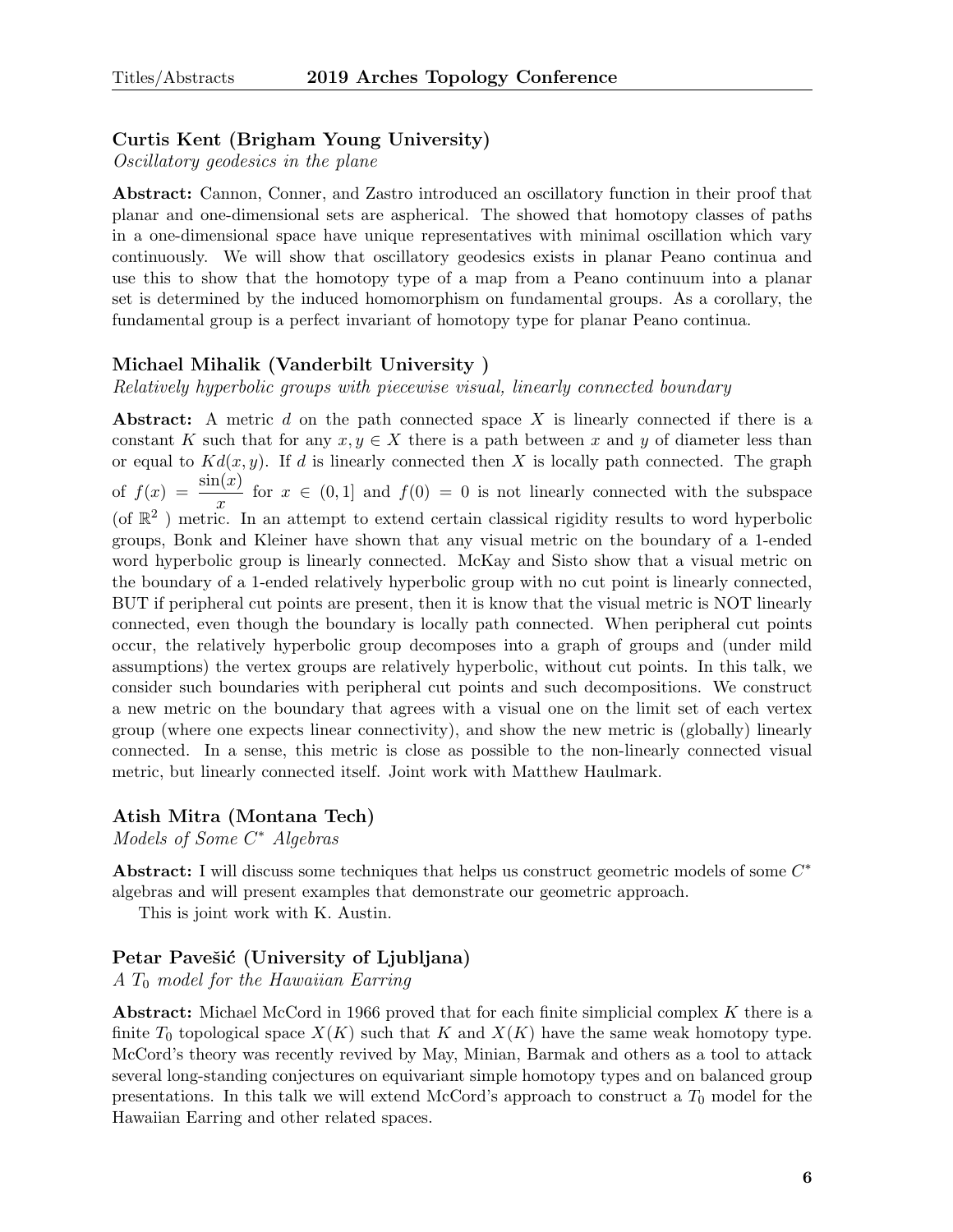### Curtis Kent (Brigham Young University)

*Oscillatory geodesics in the plane*

**Abstract:** Cannon, Conner, and Zastro introduced an oscillatory function in their proof that planar and one-dimensional sets are aspherical. The showed that homotopy classes of paths in a one-dimensional space have unique representatives with minimal oscillation which vary continuously. We will show that oscillatory geodesics exists in planar Peano continua and use this to show that the homotopy type of a map from a Peano continuum into a planar set is determined by the induced homomorphism on fundamental groups. As a corollary, the fundamental group is a perfect invariant of homotopy type for planar Peano continua.

### Michael Mihalik (Vanderbilt University )

*Relatively hyperbolic groups with piecewise visual, linearly connected boundary*

**Abstract:** A metric $d$ on the path connected space $X$ is linearly connected if there is a constant $K$ such that for any $x, y \in X$ there is a path between $x$ and $y$ of diameter less than or equal to $Kd(x, y)$. If $d$ is linearly connected then $X$ is locally path connected. The graph of $f(x) = \dfrac{\sin(x)}{x}$ for $x \in (0, 1]$ and $f(0) = 0$ is not linearly connected with the subspace (of $\mathbb{R}^2$ ) metric. In an attempt to extend certain classical rigidity results to word hyperbolic groups, Bonk and Kleiner have shown that any visual metric on the boundary of a 1-ended word hyperbolic group is linearly connected. McKay and Sisto show that a visual metric on the boundary of a 1-ended relatively hyperbolic group with no cut point is linearly connected, BUT if peripheral cut points are present, then it is know that the visual metric is NOT linearly connected, even though the boundary is locally path connected. When peripheral cut points occur, the relatively hyperbolic group decomposes into a graph of groups and (under mild assumptions) the vertex groups are relatively hyperbolic, without cut points. In this talk, we consider such boundaries with peripheral cut points and such decompositions. We construct a new metric on the boundary that agrees with a visual one on the limit set of each vertex group (where one expects linear connectivity), and show the new metric is (globally) linearly connected. In a sense, this metric is close as possible to the non-linearly connected visual metric, but linearly connected itself. Joint work with Matthew Haulmark.

### Atish Mitra (Montana Tech)

*Models of Some $C^*$ Algebras*

**Abstract:** I will discuss some techniques that helps us construct geometric models of some $C^*$ algebras and will present examples that demonstrate our geometric approach.

This is joint work with K. Austin.

### Petar Pavešić (University of Ljubljana)

*A $T_0$ model for the Hawaiian Earring*

**Abstract:** Michael McCord in 1966 proved that for each finite simplicial complex $K$ there is a finite $T_0$ topological space $X(K)$ such that $K$ and $X(K)$ have the same weak homotopy type. McCord's theory was recently revived by May, Minian, Barmak and others as a tool to attack several long-standing conjectures on equivariant simple homotopy types and on balanced group presentations. In this talk we will extend McCord's approach to construct a $T_0$ model for the Hawaiian Earring and other related spaces.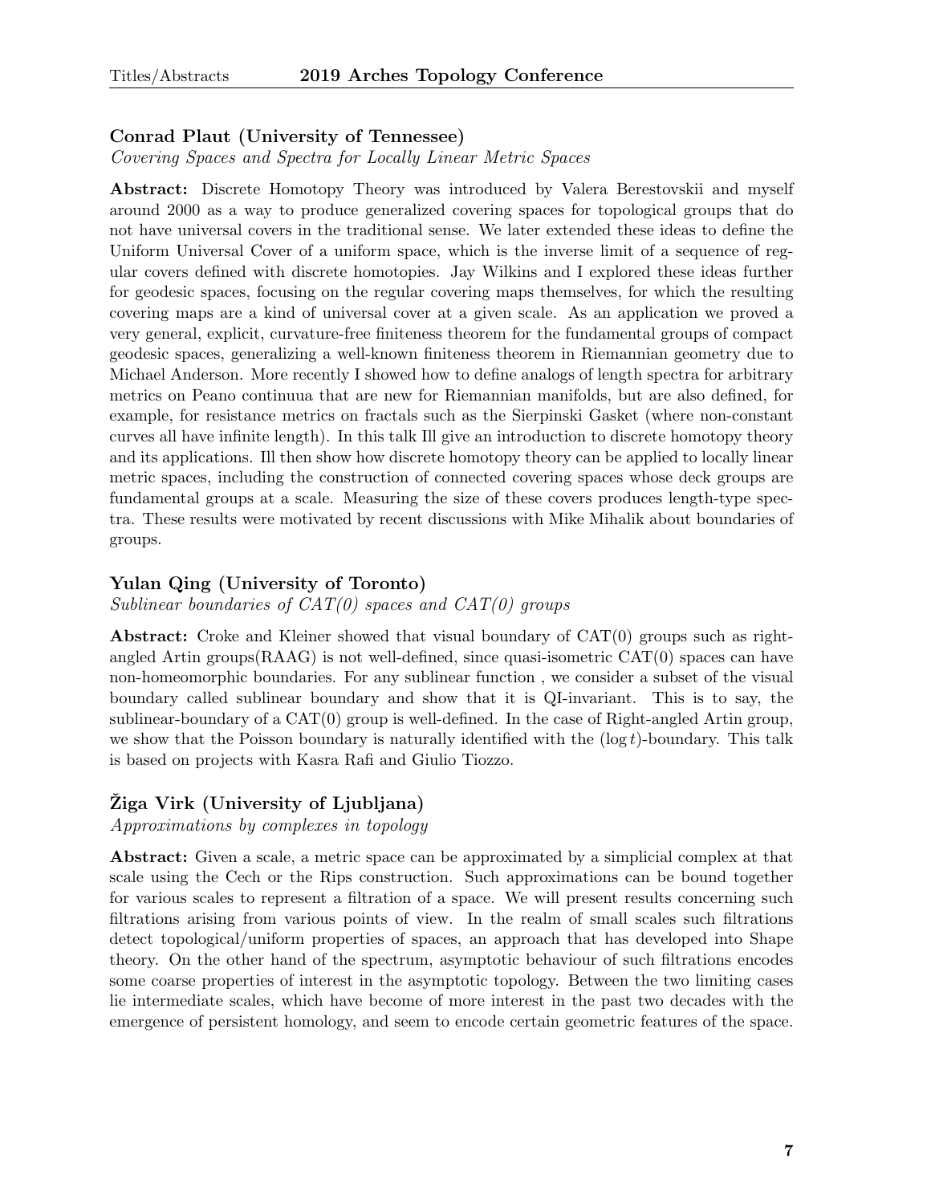### Conrad Plaut (University of Tennessee)

*Covering Spaces and Spectra for Locally Linear Metric Spaces*

**Abstract:** Discrete Homotopy Theory was introduced by Valera Berestovskii and myself around 2000 as a way to produce generalized covering spaces for topological groups that do not have universal covers in the traditional sense. We later extended these ideas to define the Uniform Universal Cover of a uniform space, which is the inverse limit of a sequence of regular covers defined with discrete homotopies. Jay Wilkins and I explored these ideas further for geodesic spaces, focusing on the regular covering maps themselves, for which the resulting covering maps are a kind of universal cover at a given scale. As an application we proved a very general, explicit, curvature-free finiteness theorem for the fundamental groups of compact geodesic spaces, generalizing a well-known finiteness theorem in Riemannian geometry due to Michael Anderson. More recently I showed how to define analogs of length spectra for arbitrary metrics on Peano continuua that are new for Riemannian manifolds, but are also defined, for example, for resistance metrics on fractals such as the Sierpinski Gasket (where non-constant curves all have infinite length). In this talk Ill give an introduction to discrete homotopy theory and its applications. Ill then show how discrete homotopy theory can be applied to locally linear metric spaces, including the construction of connected covering spaces whose deck groups are fundamental groups at a scale. Measuring the size of these covers produces length-type spectra. These results were motivated by recent discussions with Mike Mihalik about boundaries of groups.

### Yulan Qing (University of Toronto)

*Sublinear boundaries of CAT(0) spaces and CAT(0) groups*

**Abstract:** Croke and Kleiner showed that visual boundary of CAT(0) groups such as right-angled Artin groups(RAAG) is not well-defined, since quasi-isometric CAT(0) spaces can have non-homeomorphic boundaries. For any sublinear function , we consider a subset of the visual boundary called sublinear boundary and show that it is QI-invariant. This is to say, the sublinear-boundary of a CAT(0) group is well-defined. In the case of Right-angled Artin group, we show that the Poisson boundary is naturally identified with the $(\log t)$-boundary. This talk is based on projects with Kasra Rafi and Giulio Tiozzo.

### Žiga Virk (University of Ljubljana)

*Approximations by complexes in topology*

**Abstract:** Given a scale, a metric space can be approximated by a simplicial complex at that scale using the Cech or the Rips construction. Such approximations can be bound together for various scales to represent a filtration of a space. We will present results concerning such filtrations arising from various points of view. In the realm of small scales such filtrations detect topological/uniform properties of spaces, an approach that has developed into Shape theory. On the other hand of the spectrum, asymptotic behaviour of such filtrations encodes some coarse properties of interest in the asymptotic topology. Between the two limiting cases lie intermediate scales, which have become of more interest in the past two decades with the emergence of persistent homology, and seem to encode certain geometric features of the space.